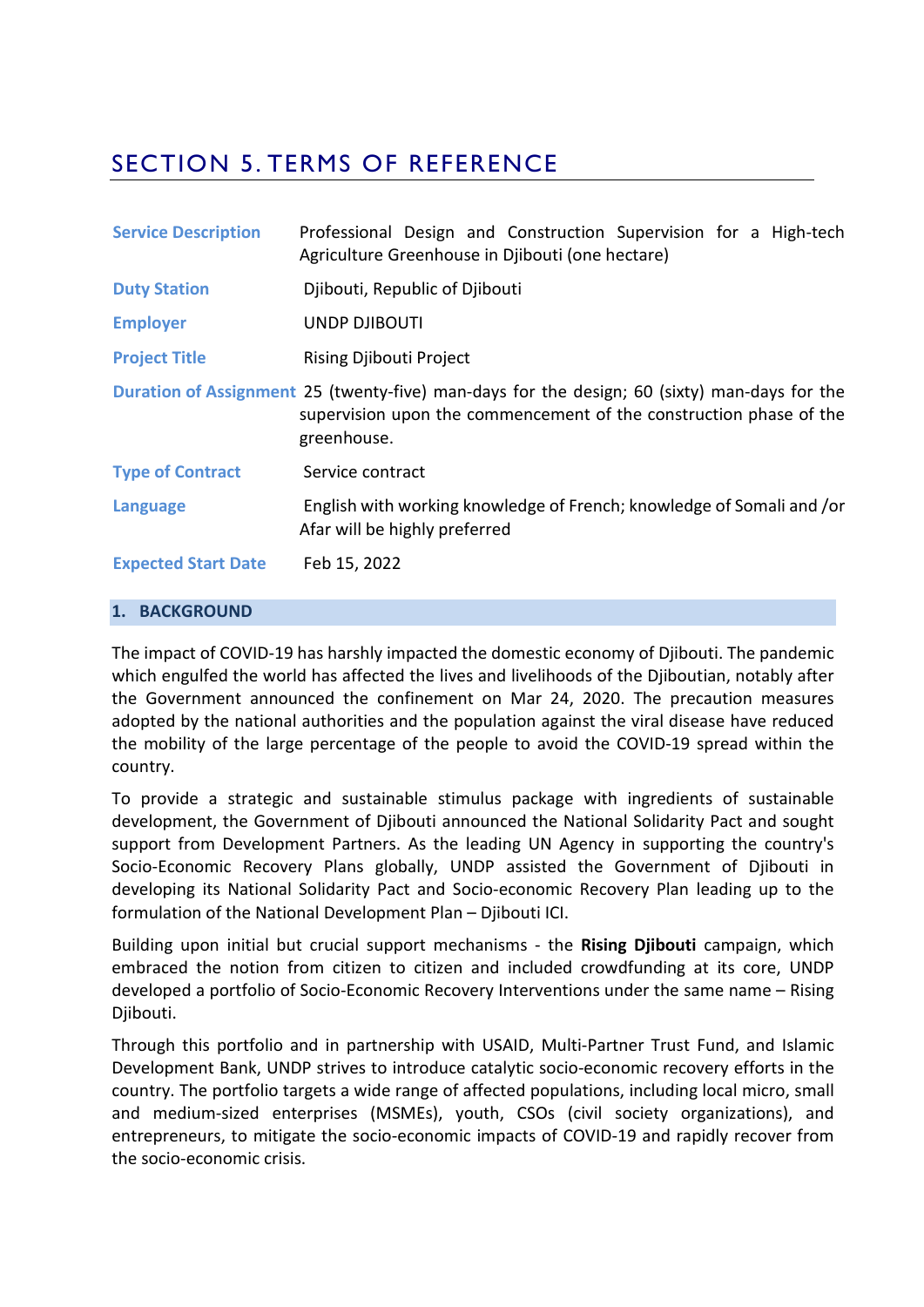# SECTION 5. TERMS OF REFERENCE

| | |
|---|---|
| **Service Description** | Professional Design and Construction Supervision for a High-tech Agriculture Greenhouse in Djibouti (one hectare) |
| **Duty Station** | Djibouti, Republic of Djibouti |
| **Employer** | UNDP DJIBOUTI |
| **Project Title** | Rising Djibouti Project |
| **Duration of Assignment** | 25 (twenty-five) man-days for the design; 60 (sixty) man-days for the supervision upon the commencement of the construction phase of the greenhouse. |
| **Type of Contract** | Service contract |
| **Language** | English with working knowledge of French; knowledge of Somali and /or Afar will be highly preferred |
| **Expected Start Date** | Feb 15, 2022 |

## 1. BACKGROUND

The impact of COVID-19 has harshly impacted the domestic economy of Djibouti. The pandemic which engulfed the world has affected the lives and livelihoods of the Djiboutian, notably after the Government announced the confinement on Mar 24, 2020. The precaution measures adopted by the national authorities and the population against the viral disease have reduced the mobility of the large percentage of the people to avoid the COVID-19 spread within the country.

To provide a strategic and sustainable stimulus package with ingredients of sustainable development, the Government of Djibouti announced the National Solidarity Pact and sought support from Development Partners. As the leading UN Agency in supporting the country's Socio-Economic Recovery Plans globally, UNDP assisted the Government of Djibouti in developing its National Solidarity Pact and Socio-economic Recovery Plan leading up to the formulation of the National Development Plan – Djibouti ICI.

Building upon initial but crucial support mechanisms - the **Rising Djibouti** campaign, which embraced the notion from citizen to citizen and included crowdfunding at its core, UNDP developed a portfolio of Socio-Economic Recovery Interventions under the same name – Rising Djibouti.

Through this portfolio and in partnership with USAID, Multi-Partner Trust Fund, and Islamic Development Bank, UNDP strives to introduce catalytic socio-economic recovery efforts in the country. The portfolio targets a wide range of affected populations, including local micro, small and medium-sized enterprises (MSMEs), youth, CSOs (civil society organizations), and entrepreneurs, to mitigate the socio-economic impacts of COVID-19 and rapidly recover from the socio-economic crisis.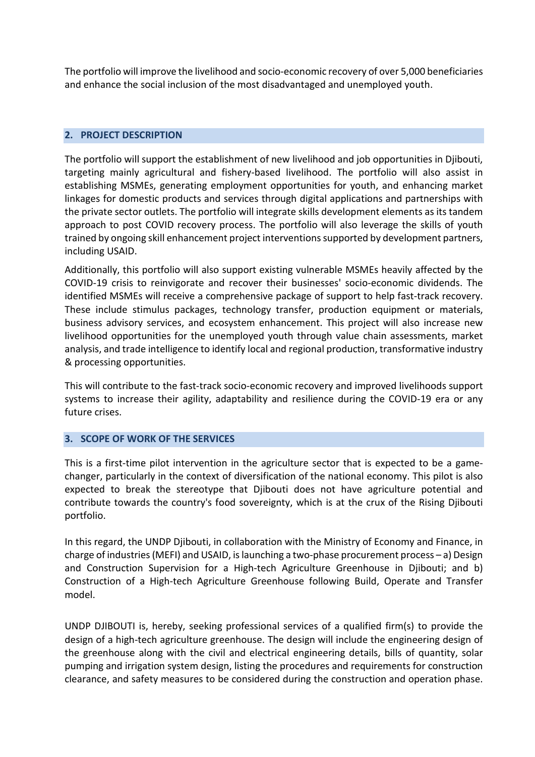The portfolio will improve the livelihood and socio-economic recovery of over 5,000 beneficiaries and enhance the social inclusion of the most disadvantaged and unemployed youth.

## 2. PROJECT DESCRIPTION

The portfolio will support the establishment of new livelihood and job opportunities in Djibouti, targeting mainly agricultural and fishery-based livelihood. The portfolio will also assist in establishing MSMEs, generating employment opportunities for youth, and enhancing market linkages for domestic products and services through digital applications and partnerships with the private sector outlets. The portfolio will integrate skills development elements as its tandem approach to post COVID recovery process. The portfolio will also leverage the skills of youth trained by ongoing skill enhancement project interventions supported by development partners, including USAID.

Additionally, this portfolio will also support existing vulnerable MSMEs heavily affected by the COVID-19 crisis to reinvigorate and recover their businesses' socio-economic dividends. The identified MSMEs will receive a comprehensive package of support to help fast-track recovery. These include stimulus packages, technology transfer, production equipment or materials, business advisory services, and ecosystem enhancement. This project will also increase new livelihood opportunities for the unemployed youth through value chain assessments, market analysis, and trade intelligence to identify local and regional production, transformative industry & processing opportunities.

This will contribute to the fast-track socio-economic recovery and improved livelihoods support systems to increase their agility, adaptability and resilience during the COVID-19 era or any future crises.

## 3. SCOPE OF WORK OF THE SERVICES

This is a first-time pilot intervention in the agriculture sector that is expected to be a game-changer, particularly in the context of diversification of the national economy. This pilot is also expected to break the stereotype that Djibouti does not have agriculture potential and contribute towards the country's food sovereignty, which is at the crux of the Rising Djibouti portfolio.

In this regard, the UNDP Djibouti, in collaboration with the Ministry of Economy and Finance, in charge of industries (MEFI) and USAID, is launching a two-phase procurement process – a) Design and Construction Supervision for a High-tech Agriculture Greenhouse in Djibouti; and b) Construction of a High-tech Agriculture Greenhouse following Build, Operate and Transfer model.

UNDP DJIBOUTI is, hereby, seeking professional services of a qualified firm(s) to provide the design of a high-tech agriculture greenhouse. The design will include the engineering design of the greenhouse along with the civil and electrical engineering details, bills of quantity, solar pumping and irrigation system design, listing the procedures and requirements for construction clearance, and safety measures to be considered during the construction and operation phase.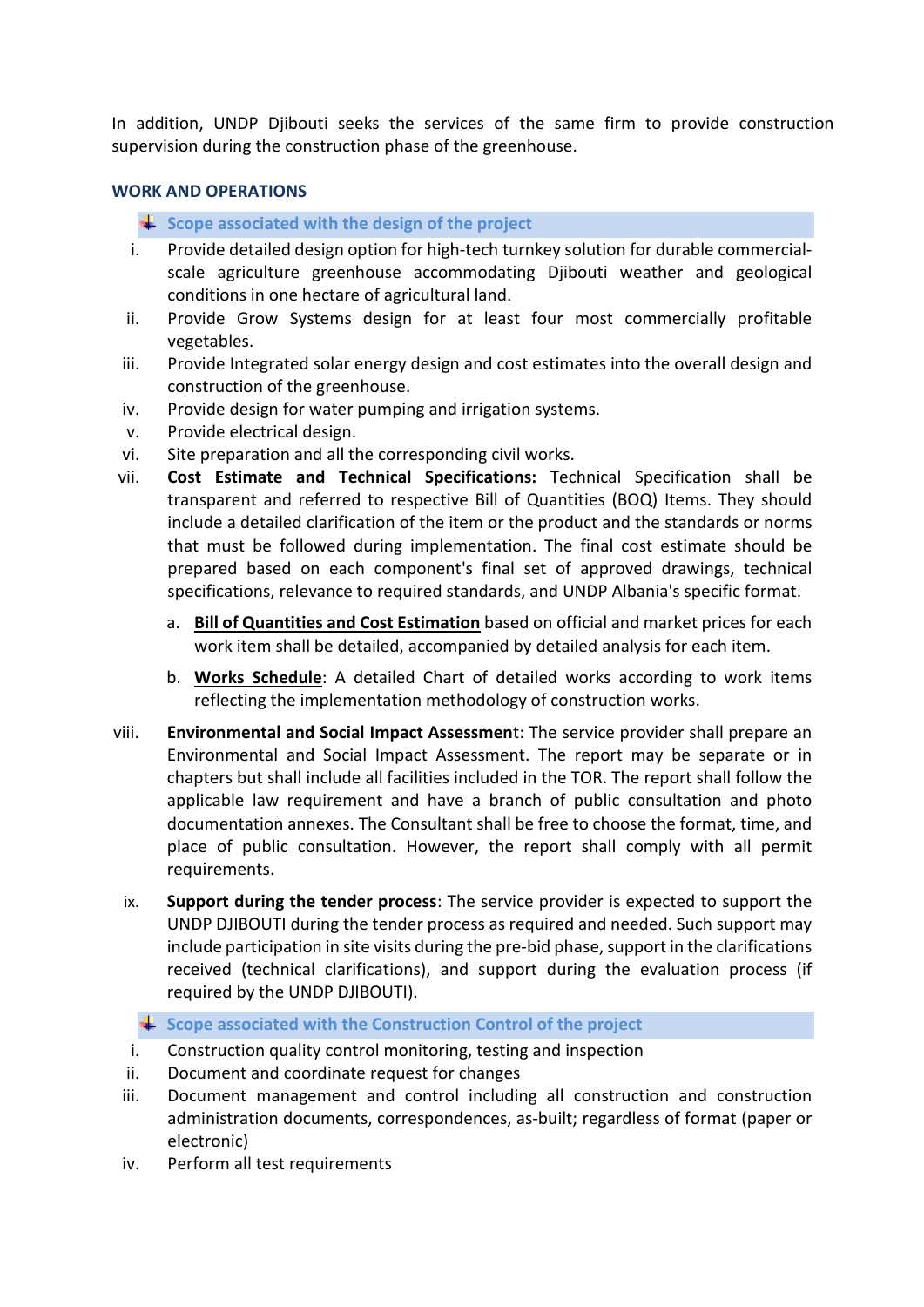In addition, UNDP Djibouti seeks the services of the same firm to provide construction supervision during the construction phase of the greenhouse.

## WORK AND OPERATIONS

### Scope associated with the design of the project

i. Provide detailed design option for high-tech turnkey solution for durable commercial-scale agriculture greenhouse accommodating Djibouti weather and geological conditions in one hectare of agricultural land.

ii. Provide Grow Systems design for at least four most commercially profitable vegetables.

iii. Provide Integrated solar energy design and cost estimates into the overall design and construction of the greenhouse.

iv. Provide design for water pumping and irrigation systems.

v. Provide electrical design.

vi. Site preparation and all the corresponding civil works.

vii. **Cost Estimate and Technical Specifications:** Technical Specification shall be transparent and referred to respective Bill of Quantities (BOQ) Items. They should include a detailed clarification of the item or the product and the standards or norms that must be followed during implementation. The final cost estimate should be prepared based on each component's final set of approved drawings, technical specifications, relevance to required standards, and UNDP Albania's specific format.

   a. **Bill of Quantities and Cost Estimation** based on official and market prices for each work item shall be detailed, accompanied by detailed analysis for each item.

   b. **Works Schedule**: A detailed Chart of detailed works according to work items reflecting the implementation methodology of construction works.

viii. **Environmental and Social Impact Assessmen**t: The service provider shall prepare an Environmental and Social Impact Assessment. The report may be separate or in chapters but shall include all facilities included in the TOR. The report shall follow the applicable law requirement and have a branch of public consultation and photo documentation annexes. The Consultant shall be free to choose the format, time, and place of public consultation. However, the report shall comply with all permit requirements.

ix. **Support during the tender process**: The service provider is expected to support the UNDP DJIBOUTI during the tender process as required and needed. Such support may include participation in site visits during the pre-bid phase, support in the clarifications received (technical clarifications), and support during the evaluation process (if required by the UNDP DJIBOUTI).

### Scope associated with the Construction Control of the project

i. Construction quality control monitoring, testing and inspection

ii. Document and coordinate request for changes

iii. Document management and control including all construction and construction administration documents, correspondences, as-built; regardless of format (paper or electronic)

iv. Perform all test requirements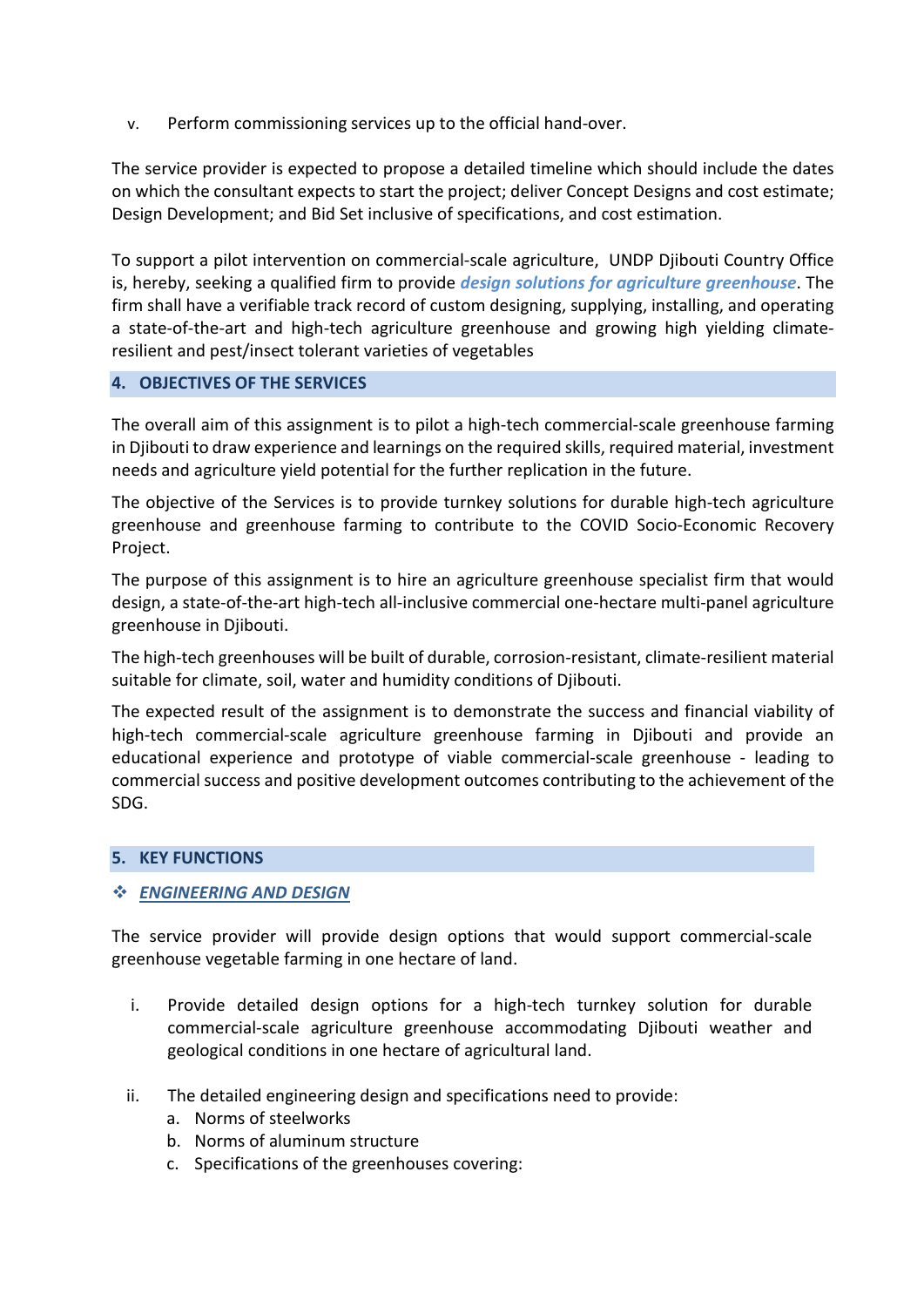v. Perform commissioning services up to the official hand-over.

The service provider is expected to propose a detailed timeline which should include the dates on which the consultant expects to start the project; deliver Concept Designs and cost estimate; Design Development; and Bid Set inclusive of specifications, and cost estimation.

To support a pilot intervention on commercial-scale agriculture, UNDP Djibouti Country Office is, hereby, seeking a qualified firm to provide ***design solutions for agriculture greenhouse***. The firm shall have a verifiable track record of custom designing, supplying, installing, and operating a state-of-the-art and high-tech agriculture greenhouse and growing high yielding climate-resilient and pest/insect tolerant varieties of vegetables

## 4. OBJECTIVES OF THE SERVICES

The overall aim of this assignment is to pilot a high-tech commercial-scale greenhouse farming in Djibouti to draw experience and learnings on the required skills, required material, investment needs and agriculture yield potential for the further replication in the future.

The objective of the Services is to provide turnkey solutions for durable high-tech agriculture greenhouse and greenhouse farming to contribute to the COVID Socio-Economic Recovery Project.

The purpose of this assignment is to hire an agriculture greenhouse specialist firm that would design, a state-of-the-art high-tech all-inclusive commercial one-hectare multi-panel agriculture greenhouse in Djibouti.

The high-tech greenhouses will be built of durable, corrosion-resistant, climate-resilient material suitable for climate, soil, water and humidity conditions of Djibouti.

The expected result of the assignment is to demonstrate the success and financial viability of high-tech commercial-scale agriculture greenhouse farming in Djibouti and provide an educational experience and prototype of viable commercial-scale greenhouse - leading to commercial success and positive development outcomes contributing to the achievement of the SDG.

## 5. KEY FUNCTIONS

### ❖ *ENGINEERING AND DESIGN*

The service provider will provide design options that would support commercial-scale greenhouse vegetable farming in one hectare of land.

i. Provide detailed design options for a high-tech turnkey solution for durable commercial-scale agriculture greenhouse accommodating Djibouti weather and geological conditions in one hectare of agricultural land.

ii. The detailed engineering design and specifications need to provide:
   a. Norms of steelworks
   b. Norms of aluminum structure
   c. Specifications of the greenhouses covering: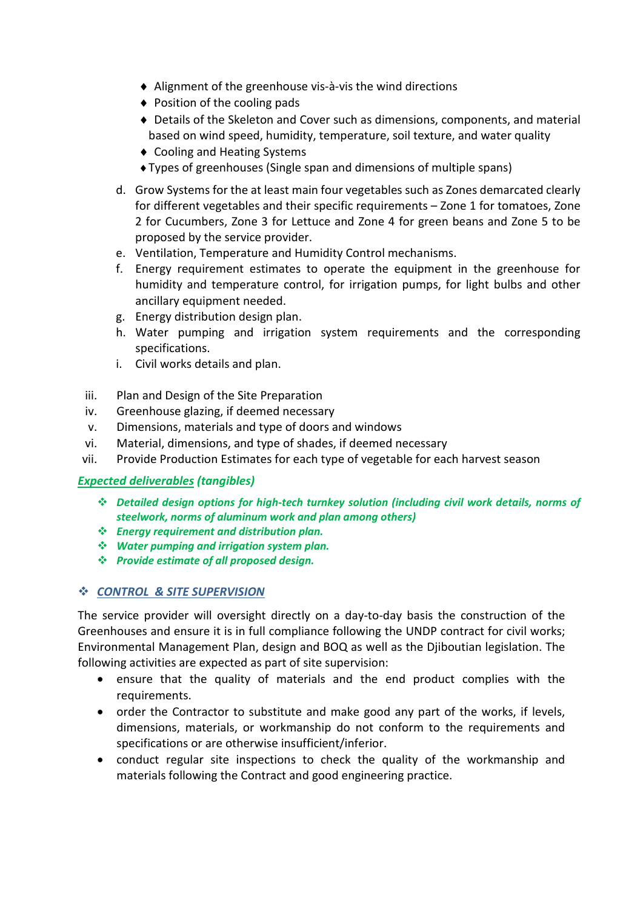- ♦ Alignment of the greenhouse vis-à-vis the wind directions
- ♦ Position of the cooling pads
- ♦ Details of the Skeleton and Cover such as dimensions, components, and material based on wind speed, humidity, temperature, soil texture, and water quality
- ♦ Cooling and Heating Systems
- ♦ Types of greenhouses (Single span and dimensions of multiple spans)

d. Grow Systems for the at least main four vegetables such as Zones demarcated clearly for different vegetables and their specific requirements – Zone 1 for tomatoes, Zone 2 for Cucumbers, Zone 3 for Lettuce and Zone 4 for green beans and Zone 5 to be proposed by the service provider.

e. Ventilation, Temperature and Humidity Control mechanisms.

f. Energy requirement estimates to operate the equipment in the greenhouse for humidity and temperature control, for irrigation pumps, for light bulbs and other ancillary equipment needed.

g. Energy distribution design plan.

h. Water pumping and irrigation system requirements and the corresponding specifications.

i. Civil works details and plan.

iii. Plan and Design of the Site Preparation

iv. Greenhouse glazing, if deemed necessary

v. Dimensions, materials and type of doors and windows

vi. Material, dimensions, and type of shades, if deemed necessary

vii. Provide Production Estimates for each type of vegetable for each harvest season

***Expected deliverables** (tangibles)*

- ❖ ***Detailed design options for high-tech turnkey solution (including civil work details, norms of steelwork, norms of aluminum work and plan among others)***
- ❖ ***Energy requirement and distribution plan.***
- ❖ ***Water pumping and irrigation system plan.***
- ❖ ***Provide estimate of all proposed design.***

### ❖ *CONTROL & SITE SUPERVISION*

The service provider will oversight directly on a day-to-day basis the construction of the Greenhouses and ensure it is in full compliance following the UNDP contract for civil works; Environmental Management Plan, design and BOQ as well as the Djiboutian legislation. The following activities are expected as part of site supervision:

- ensure that the quality of materials and the end product complies with the requirements.
- order the Contractor to substitute and make good any part of the works, if levels, dimensions, materials, or workmanship do not conform to the requirements and specifications or are otherwise insufficient/inferior.
- conduct regular site inspections to check the quality of the workmanship and materials following the Contract and good engineering practice.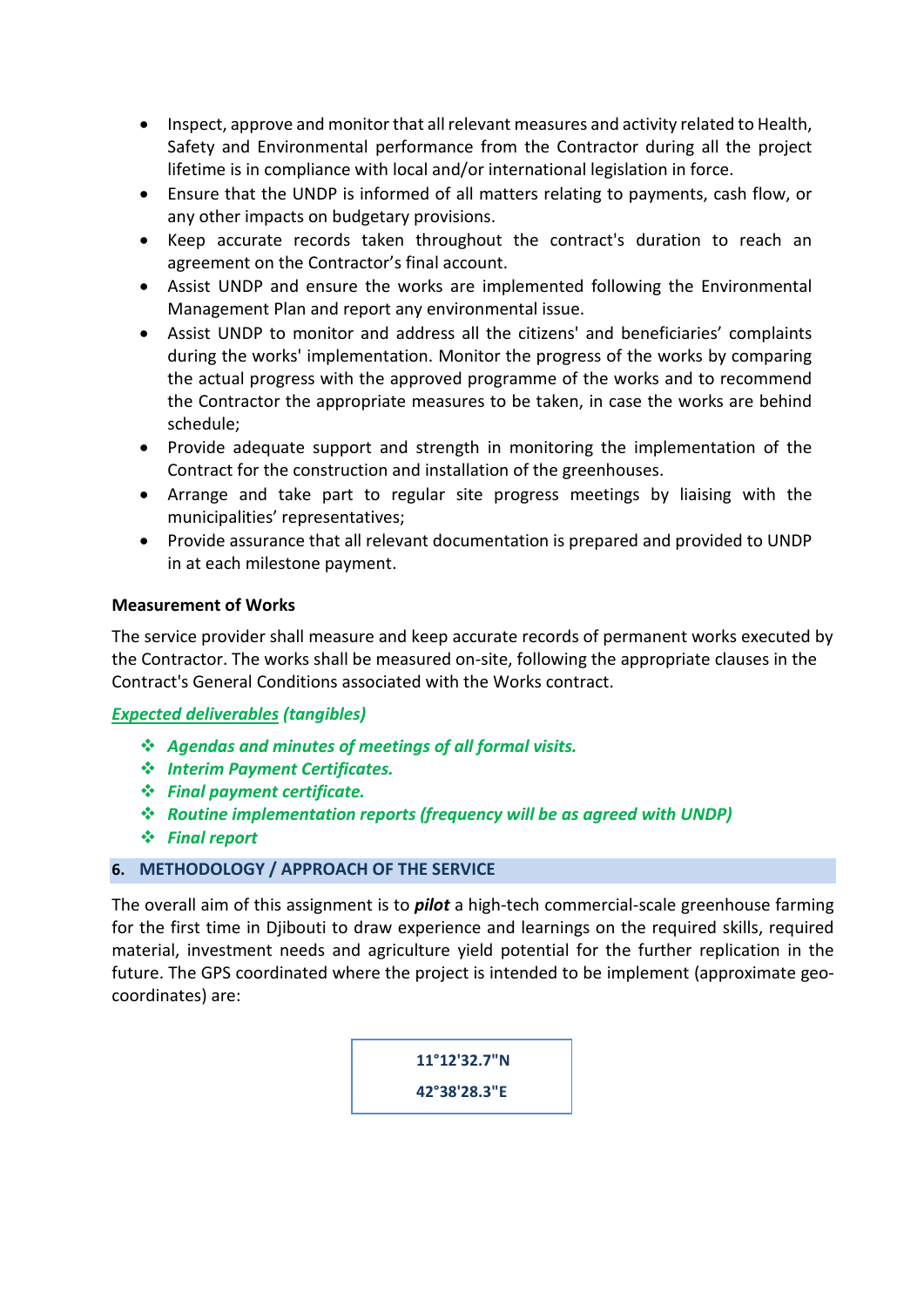- Inspect, approve and monitor that all relevant measures and activity related to Health, Safety and Environmental performance from the Contractor during all the project lifetime is in compliance with local and/or international legislation in force.
- Ensure that the UNDP is informed of all matters relating to payments, cash flow, or any other impacts on budgetary provisions.
- Keep accurate records taken throughout the contract's duration to reach an agreement on the Contractor's final account.
- Assist UNDP and ensure the works are implemented following the Environmental Management Plan and report any environmental issue.
- Assist UNDP to monitor and address all the citizens' and beneficiaries' complaints during the works' implementation. Monitor the progress of the works by comparing the actual progress with the approved programme of the works and to recommend the Contractor the appropriate measures to be taken, in case the works are behind schedule;
- Provide adequate support and strength in monitoring the implementation of the Contract for the construction and installation of the greenhouses.
- Arrange and take part to regular site progress meetings by liaising with the municipalities' representatives;
- Provide assurance that all relevant documentation is prepared and provided to UNDP in at each milestone payment.

**Measurement of Works**

The service provider shall measure and keep accurate records of permanent works executed by the Contractor. The works shall be measured on-site, following the appropriate clauses in the Contract's General Conditions associated with the Works contract.

***Expected deliverables (tangibles)***

- ***Agendas and minutes of meetings of all formal visits.***
- ***Interim Payment Certificates.***
- ***Final payment certificate.***
- ***Routine implementation reports (frequency will be as agreed with UNDP)***
- ***Final report***

## 6. METHODOLOGY / APPROACH OF THE SERVICE

The overall aim of this assignment is to ***pilot*** a high-tech commercial-scale greenhouse farming for the first time in Djibouti to draw experience and learnings on the required skills, required material, investment needs and agriculture yield potential for the further replication in the future. The GPS coordinated where the project is intended to be implement (approximate geo-coordinates) are:

**11°12'32.7"N**

**42°38'28.3"E**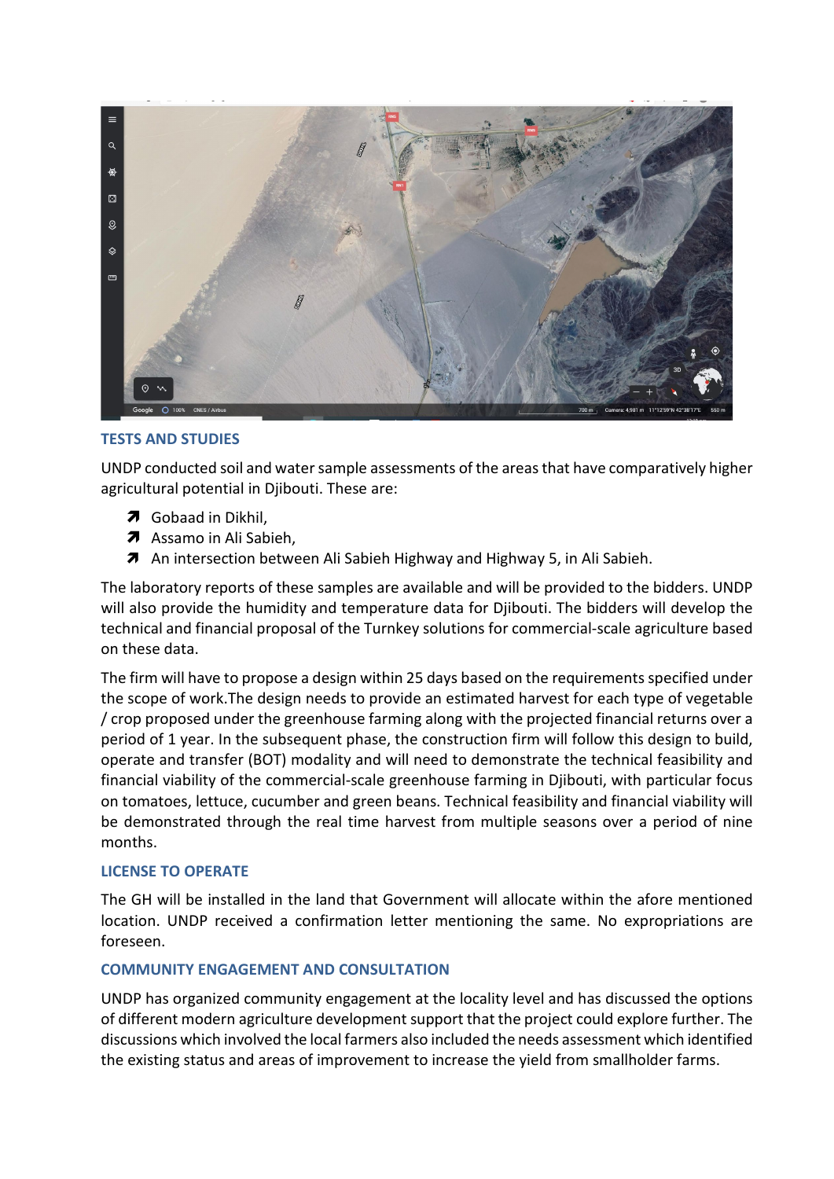## TESTS AND STUDIES

UNDP conducted soil and water sample assessments of the areas that have comparatively higher agricultural potential in Djibouti. These are:

- Gobaad in Dikhil,
- Assamo in Ali Sabieh,
- An intersection between Ali Sabieh Highway and Highway 5, in Ali Sabieh.

The laboratory reports of these samples are available and will be provided to the bidders. UNDP will also provide the humidity and temperature data for Djibouti. The bidders will develop the technical and financial proposal of the Turnkey solutions for commercial-scale agriculture based on these data.

The firm will have to propose a design within 25 days based on the requirements specified under the scope of work.The design needs to provide an estimated harvest for each type of vegetable / crop proposed under the greenhouse farming along with the projected financial returns over a period of 1 year. In the subsequent phase, the construction firm will follow this design to build, operate and transfer (BOT) modality and will need to demonstrate the technical feasibility and financial viability of the commercial-scale greenhouse farming in Djibouti, with particular focus on tomatoes, lettuce, cucumber and green beans. Technical feasibility and financial viability will be demonstrated through the real time harvest from multiple seasons over a period of nine months.

## LICENSE TO OPERATE

The GH will be installed in the land that Government will allocate within the afore mentioned location. UNDP received a confirmation letter mentioning the same. No expropriations are foreseen.

## COMMUNITY ENGAGEMENT AND CONSULTATION

UNDP has organized community engagement at the locality level and has discussed the options of different modern agriculture development support that the project could explore further. The discussions which involved the local farmers also included the needs assessment which identified the existing status and areas of improvement to increase the yield from smallholder farms.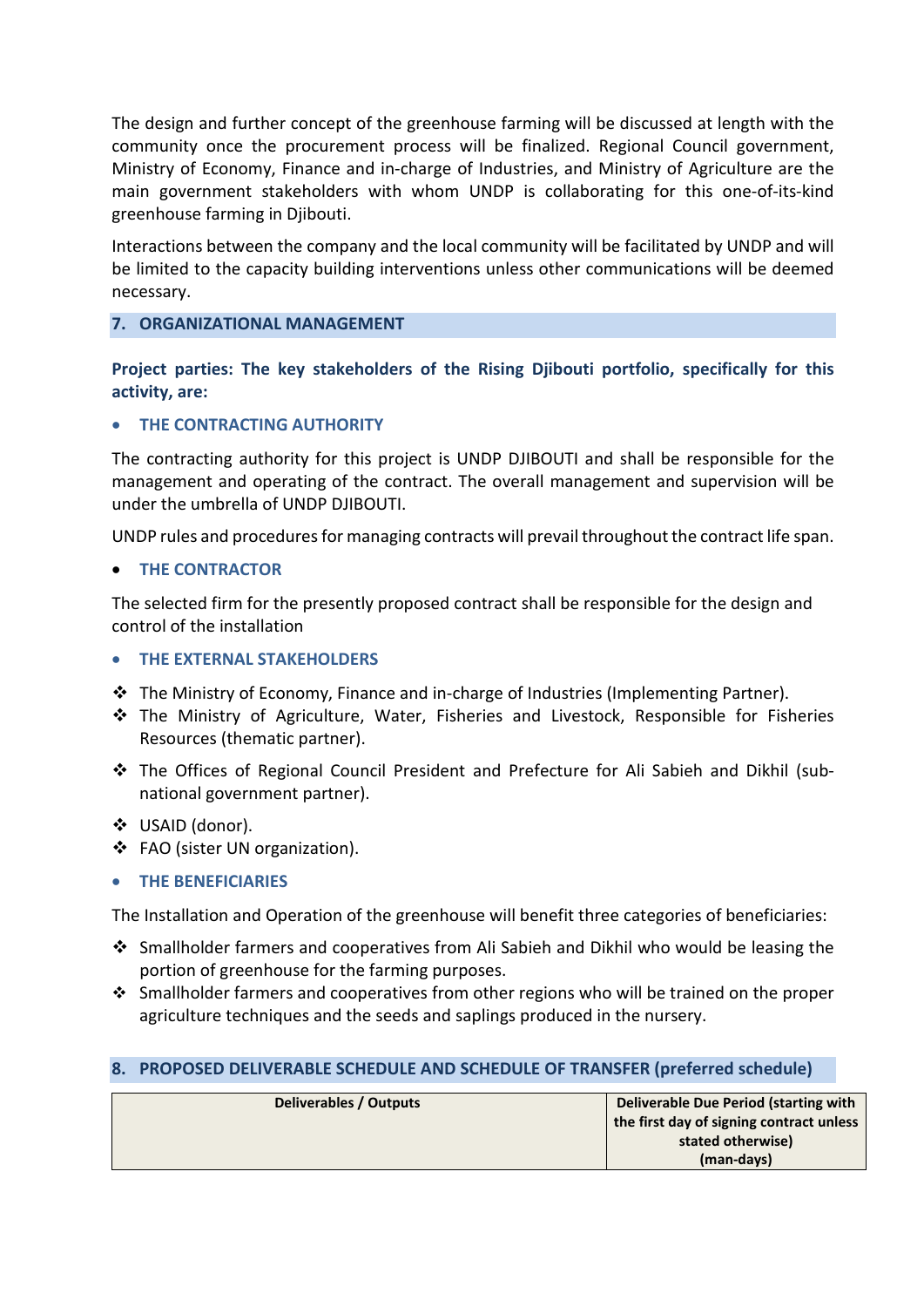The design and further concept of the greenhouse farming will be discussed at length with the community once the procurement process will be finalized. Regional Council government, Ministry of Economy, Finance and in-charge of Industries, and Ministry of Agriculture are the main government stakeholders with whom UNDP is collaborating for this one-of-its-kind greenhouse farming in Djibouti.

Interactions between the company and the local community will be facilitated by UNDP and will be limited to the capacity building interventions unless other communications will be deemed necessary.

## 7. ORGANIZATIONAL MANAGEMENT

**Project parties: The key stakeholders of the Rising Djibouti portfolio, specifically for this activity, are:**

- **THE CONTRACTING AUTHORITY**

The contracting authority for this project is UNDP DJIBOUTI and shall be responsible for the management and operating of the contract. The overall management and supervision will be under the umbrella of UNDP DJIBOUTI.

UNDP rules and procedures for managing contracts will prevail throughout the contract life span.

- **THE CONTRACTOR**

The selected firm for the presently proposed contract shall be responsible for the design and control of the installation

- **THE EXTERNAL STAKEHOLDERS**

❖ The Ministry of Economy, Finance and in-charge of Industries (Implementing Partner).
❖ The Ministry of Agriculture, Water, Fisheries and Livestock, Responsible for Fisheries Resources (thematic partner).
❖ The Offices of Regional Council President and Prefecture for Ali Sabieh and Dikhil (sub-national government partner).
❖ USAID (donor).
❖ FAO (sister UN organization).

- **THE BENEFICIARIES**

The Installation and Operation of the greenhouse will benefit three categories of beneficiaries:

❖ Smallholder farmers and cooperatives from Ali Sabieh and Dikhil who would be leasing the portion of greenhouse for the farming purposes.
❖ Smallholder farmers and cooperatives from other regions who will be trained on the proper agriculture techniques and the seeds and saplings produced in the nursery.

## 8. PROPOSED DELIVERABLE SCHEDULE AND SCHEDULE OF TRANSFER (preferred schedule)

| Deliverables / Outputs | Deliverable Due Period (starting with the first day of signing contract unless stated otherwise) (man-days) |
|---|---|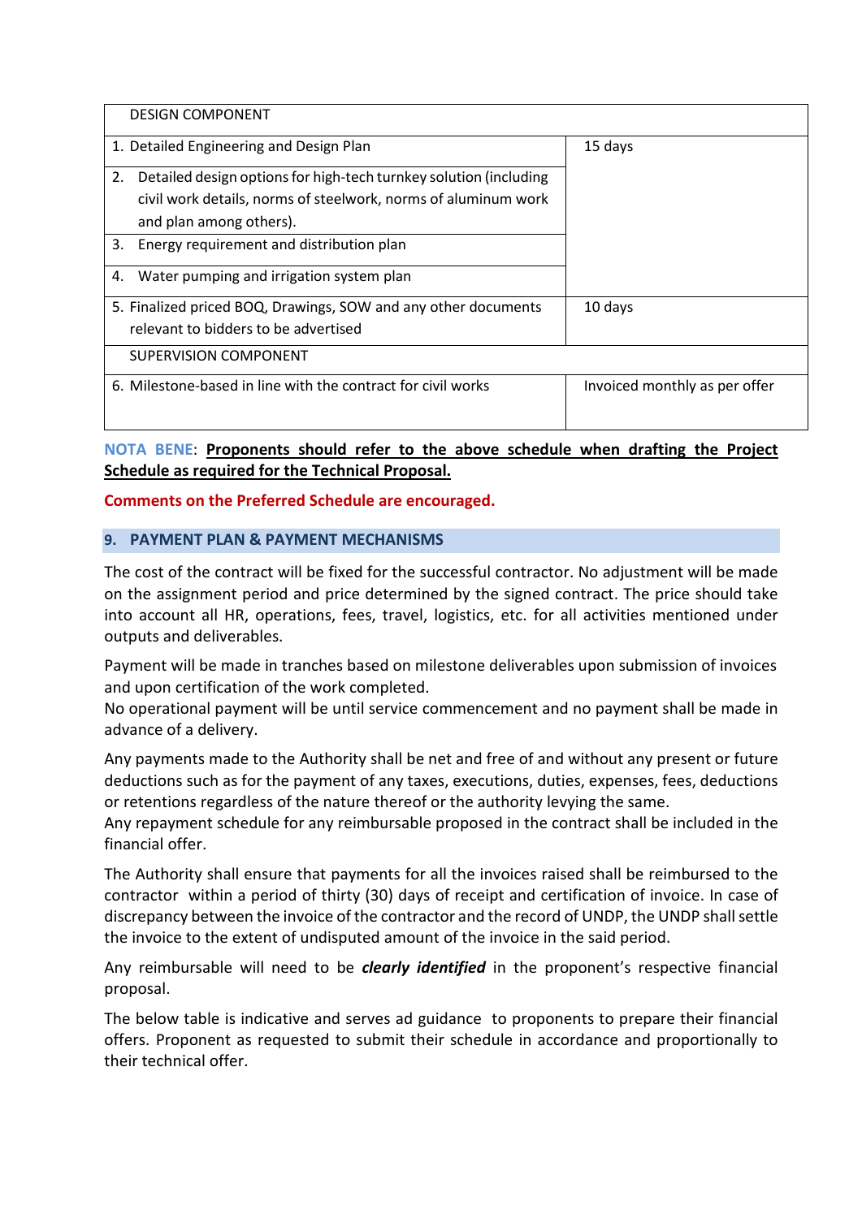| | |
|---|---|
| DESIGN COMPONENT | |
| 1. Detailed Engineering and Design Plan | 15 days |
| 2. Detailed design options for high-tech turnkey solution (including civil work details, norms of steelwork, norms of aluminum work and plan among others). | |
| 3. Energy requirement and distribution plan | |
| 4. Water pumping and irrigation system plan | |
| 5. Finalized priced BOQ, Drawings, SOW and any other documents relevant to bidders to be advertised | 10 days |
| SUPERVISION COMPONENT | |
| 6. Milestone-based in line with the contract for civil works | Invoiced monthly as per offer |

**NOTA BENE**: **Proponents should refer to the above schedule when drafting the Project Schedule as required for the Technical Proposal.**

**Comments on the Preferred Schedule are encouraged.**

## 9. PAYMENT PLAN & PAYMENT MECHANISMS

The cost of the contract will be fixed for the successful contractor. No adjustment will be made on the assignment period and price determined by the signed contract. The price should take into account all HR, operations, fees, travel, logistics, etc. for all activities mentioned under outputs and deliverables.

Payment will be made in tranches based on milestone deliverables upon submission of invoices and upon certification of the work completed.
No operational payment will be until service commencement and no payment shall be made in advance of a delivery.

Any payments made to the Authority shall be net and free of and without any present or future deductions such as for the payment of any taxes, executions, duties, expenses, fees, deductions or retentions regardless of the nature thereof or the authority levying the same.
Any repayment schedule for any reimbursable proposed in the contract shall be included in the financial offer.

The Authority shall ensure that payments for all the invoices raised shall be reimbursed to the contractor within a period of thirty (30) days of receipt and certification of invoice. In case of discrepancy between the invoice of the contractor and the record of UNDP, the UNDP shall settle the invoice to the extent of undisputed amount of the invoice in the said period.

Any reimbursable will need to be ***clearly identified*** in the proponent's respective financial proposal.

The below table is indicative and serves ad guidance to proponents to prepare their financial offers. Proponent as requested to submit their schedule in accordance and proportionally to their technical offer.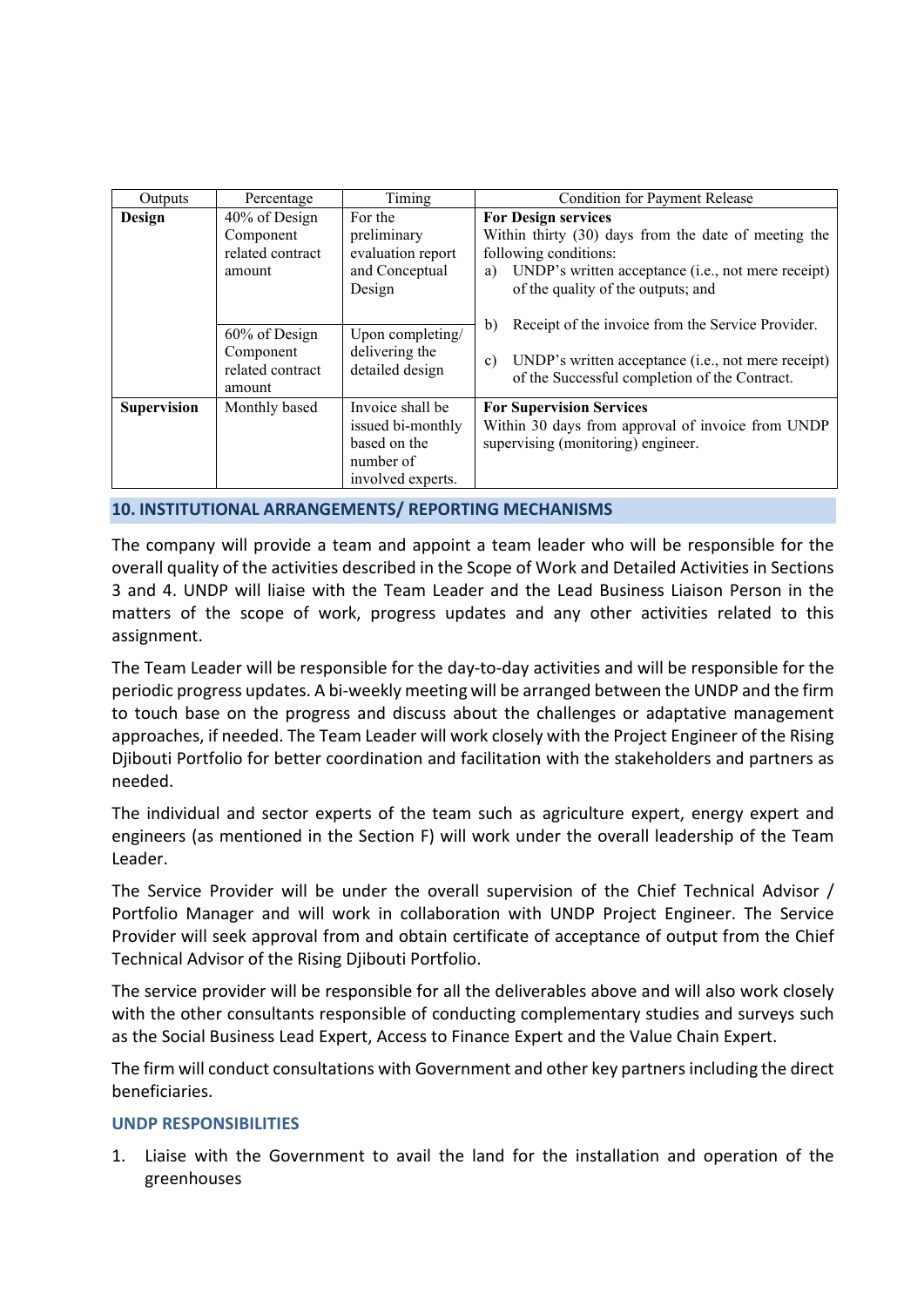| Outputs | Percentage | Timing | Condition for Payment Release |
|---|---|---|---|
| **Design** | 40% of Design Component related contract amount | For the preliminary evaluation report and Conceptual Design | **For Design services**<br>Within thirty (30) days from the date of meeting the following conditions:<br>a) UNDP's written acceptance (i.e., not mere receipt) of the quality of the outputs; and<br>b) Receipt of the invoice from the Service Provider.<br>c) UNDP's written acceptance (i.e., not mere receipt) of the Successful completion of the Contract. |
| | 60% of Design Component related contract amount | Upon completing/ delivering the detailed design | |
| **Supervision** | Monthly based | Invoice shall be issued bi-monthly based on the number of involved experts. | **For Supervision Services**<br>Within 30 days from approval of invoice from UNDP supervising (monitoring) engineer. |

## 10. INSTITUTIONAL ARRANGEMENTS/ REPORTING MECHANISMS

The company will provide a team and appoint a team leader who will be responsible for the overall quality of the activities described in the Scope of Work and Detailed Activities in Sections 3 and 4. UNDP will liaise with the Team Leader and the Lead Business Liaison Person in the matters of the scope of work, progress updates and any other activities related to this assignment.

The Team Leader will be responsible for the day-to-day activities and will be responsible for the periodic progress updates. A bi-weekly meeting will be arranged between the UNDP and the firm to touch base on the progress and discuss about the challenges or adaptative management approaches, if needed. The Team Leader will work closely with the Project Engineer of the Rising Djibouti Portfolio for better coordination and facilitation with the stakeholders and partners as needed.

The individual and sector experts of the team such as agriculture expert, energy expert and engineers (as mentioned in the Section F) will work under the overall leadership of the Team Leader.

The Service Provider will be under the overall supervision of the Chief Technical Advisor / Portfolio Manager and will work in collaboration with UNDP Project Engineer. The Service Provider will seek approval from and obtain certificate of acceptance of output from the Chief Technical Advisor of the Rising Djibouti Portfolio.

The service provider will be responsible for all the deliverables above and will also work closely with the other consultants responsible of conducting complementary studies and surveys such as the Social Business Lead Expert, Access to Finance Expert and the Value Chain Expert.

The firm will conduct consultations with Government and other key partners including the direct beneficiaries.

### UNDP RESPONSIBILITIES

1. Liaise with the Government to avail the land for the installation and operation of the greenhouses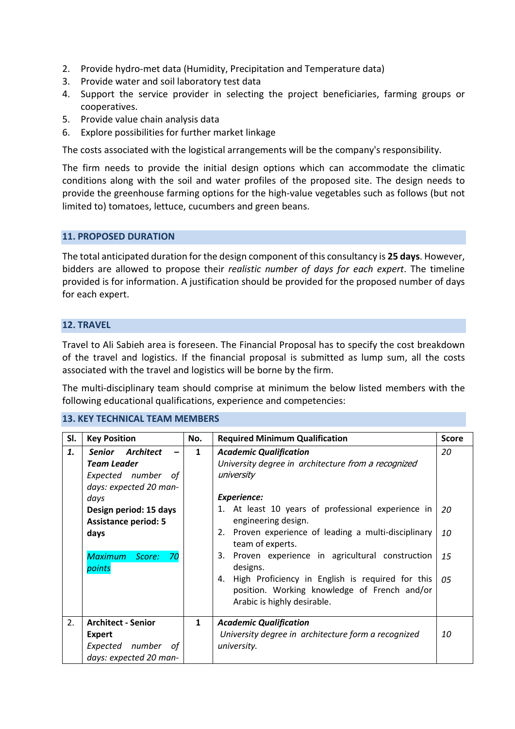2. Provide hydro-met data (Humidity, Precipitation and Temperature data)
3. Provide water and soil laboratory test data
4. Support the service provider in selecting the project beneficiaries, farming groups or cooperatives.
5. Provide value chain analysis data
6. Explore possibilities for further market linkage

The costs associated with the logistical arrangements will be the company's responsibility.

The firm needs to provide the initial design options which can accommodate the climatic conditions along with the soil and water profiles of the proposed site. The design needs to provide the greenhouse farming options for the high-value vegetables such as follows (but not limited to) tomatoes, lettuce, cucumbers and green beans.

## 11. PROPOSED DURATION

The total anticipated duration for the design component of this consultancy is **25 days**. However, bidders are allowed to propose their *realistic number of days for each expert*. The timeline provided is for information. A justification should be provided for the proposed number of days for each expert.

## 12. TRAVEL

Travel to Ali Sabieh area is foreseen. The Financial Proposal has to specify the cost breakdown of the travel and logistics. If the financial proposal is submitted as lump sum, all the costs associated with the travel and logistics will be borne by the firm.

The multi-disciplinary team should comprise at minimum the below listed members with the following educational qualifications, experience and competencies:

## 13. KEY TECHNICAL TEAM MEMBERS

| Sl. | Key Position | No. | Required Minimum Qualification | Score |
|---|---|---|---|---|
| ***1.*** | ***Senior Architect – Team Leader*** *Expected number of days: expected 20 man-days* **Design period: 15 days** **Assistance period: 5 days** *Maximum Score: 70 points* | **1** | ***Academic Qualification*** *University degree in architecture from a recognized university* | *20* |
| | | | ***Experience:*** 1. At least 10 years of professional experience in engineering design. | *20* |
| | | | 2. Proven experience of leading a multi-disciplinary team of experts. | *10* |
| | | | 3. Proven experience in agricultural construction designs. | *15* |
| | | | 4. High Proficiency in English is required for this position. Working knowledge of French and/or Arabic is highly desirable. | *05* |
| 2. | **Architect - Senior Expert** *Expected number of days: expected 20 man-* | **1** | ***Academic Qualification*** *University degree in architecture form a recognized university.* | *10* |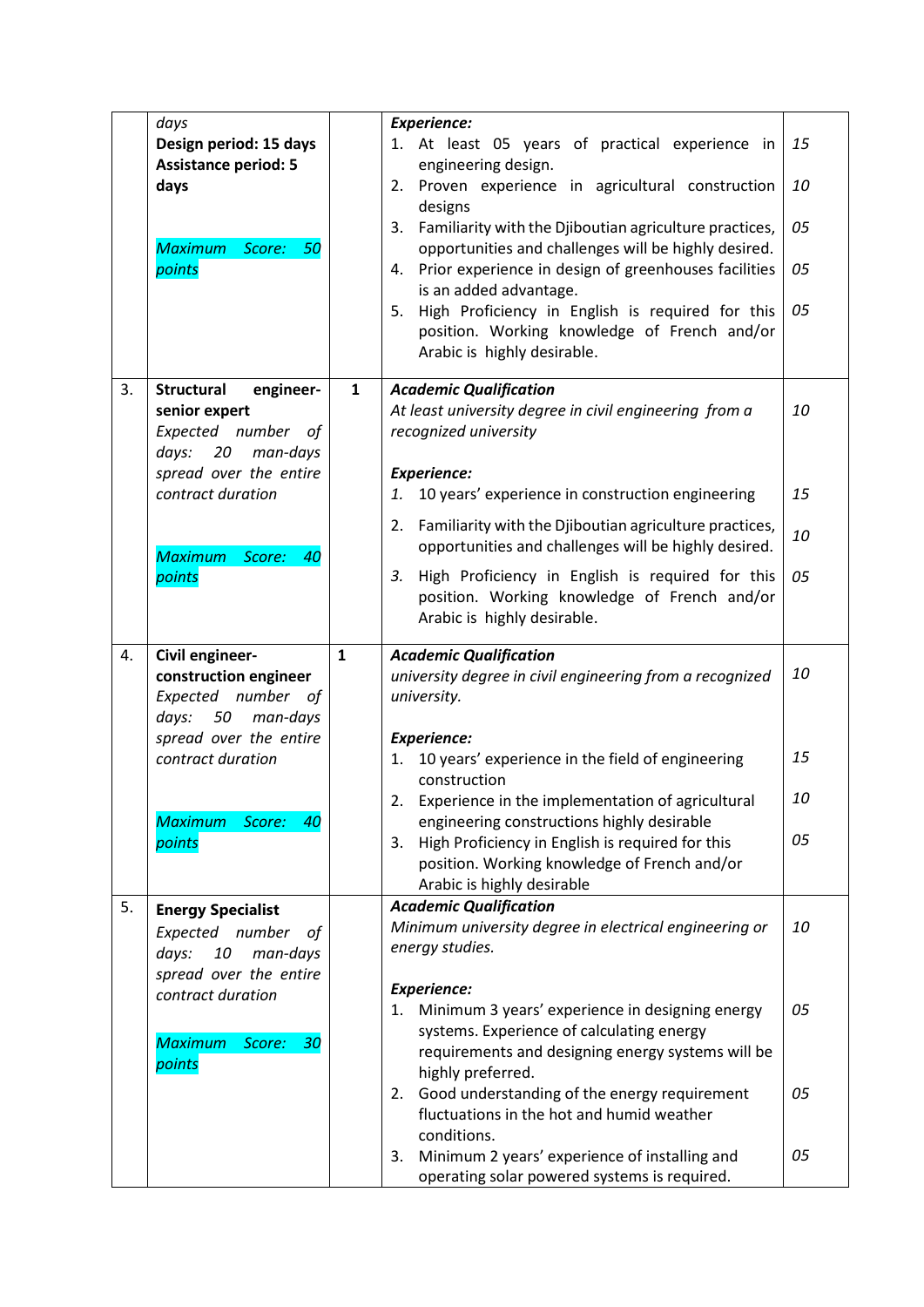| | | | | |
|---|---|---|---|---|
| | days<br>**Design period: 15 days**<br>**Assistance period: 5 days**<br><br>*Maximum Score: 50 points* | | ***Experience:***<br>1. At least 05 years of practical experience in engineering design.<br>2. Proven experience in agricultural construction designs<br>3. Familiarity with the Djiboutian agriculture practices, opportunities and challenges will be highly desired.<br>4. Prior experience in design of greenhouses facilities is an added advantage.<br>5. High Proficiency in English is required for this position. Working knowledge of French and/or Arabic is highly desirable. | *15*<br><br>*10*<br><br>*05*<br><br>*05*<br><br>*05* |
| 3. | **Structural engineer-senior expert**<br>*Expected number of days: 20 man-days spread over the entire contract duration*<br><br>*Maximum Score: 40 points* | **1** | ***Academic Qualification***<br>*At least university degree in civil engineering from a recognized university*<br><br>***Experience:***<br>*1.* 10 years' experience in construction engineering<br>2. Familiarity with the Djiboutian agriculture practices, opportunities and challenges will be highly desired.<br>*3.* High Proficiency in English is required for this position. Working knowledge of French and/or Arabic is highly desirable. | *10*<br><br><br>*15*<br><br>*10*<br><br>*05* |
| 4. | **Civil engineer-construction engineer**<br>*Expected number of days: 50 man-days spread over the entire contract duration*<br><br>*Maximum Score: 40 points* | **1** | ***Academic Qualification***<br>*university degree in civil engineering from a recognized university.*<br><br>***Experience:***<br>1. 10 years' experience in the field of engineering construction<br>2. Experience in the implementation of agricultural engineering constructions highly desirable<br>3. High Proficiency in English is required for this position. Working knowledge of French and/or Arabic is highly desirable | *10*<br><br><br>*15*<br><br>*10*<br><br>*05* |
| 5. | **Energy Specialist**<br>*Expected number of days: 10 man-days spread over the entire contract duration*<br><br>*Maximum Score: 30 points* | | ***Academic Qualification***<br>*Minimum university degree in electrical engineering or energy studies.*<br><br>***Experience:***<br>1. Minimum 3 years' experience in designing energy systems. Experience of calculating energy requirements and designing energy systems will be highly preferred.<br>2. Good understanding of the energy requirement fluctuations in the hot and humid weather conditions.<br>3. Minimum 2 years' experience of installing and operating solar powered systems is required. | *10*<br><br><br>*05*<br><br>*05*<br><br>*05* |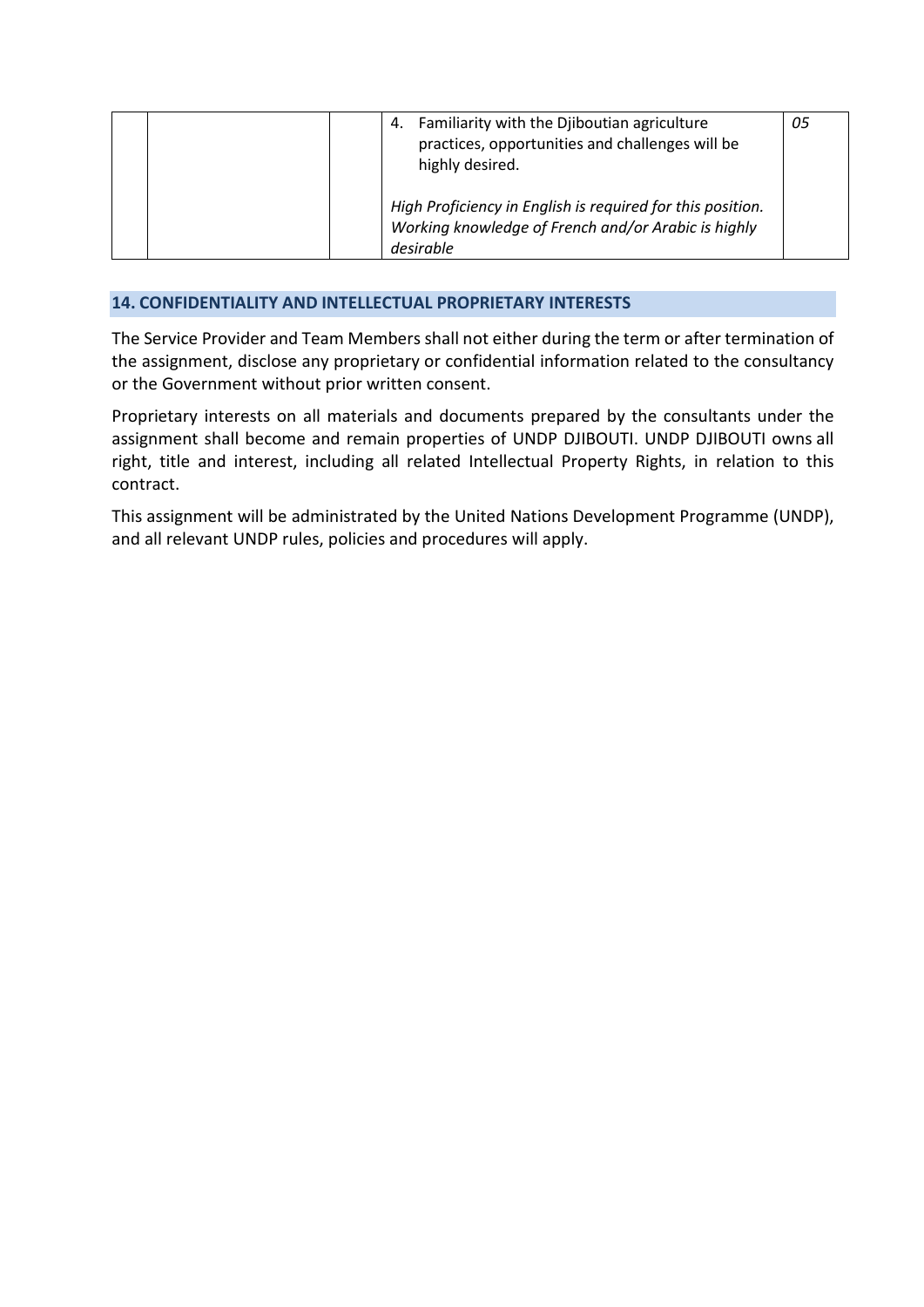| | | | | |
|---|---|---|---|---|
| | | | 4. Familiarity with the Djiboutian agriculture practices, opportunities and challenges will be highly desired.<br><br>*High Proficiency in English is required for this position. Working knowledge of French and/or Arabic is highly desirable* | *05* |

## 14. CONFIDENTIALITY AND INTELLECTUAL PROPRIETARY INTERESTS

The Service Provider and Team Members shall not either during the term or after termination of the assignment, disclose any proprietary or confidential information related to the consultancy or the Government without prior written consent.

Proprietary interests on all materials and documents prepared by the consultants under the assignment shall become and remain properties of UNDP DJIBOUTI. UNDP DJIBOUTI owns all right, title and interest, including all related Intellectual Property Rights, in relation to this contract.

This assignment will be administrated by the United Nations Development Programme (UNDP), and all relevant UNDP rules, policies and procedures will apply.